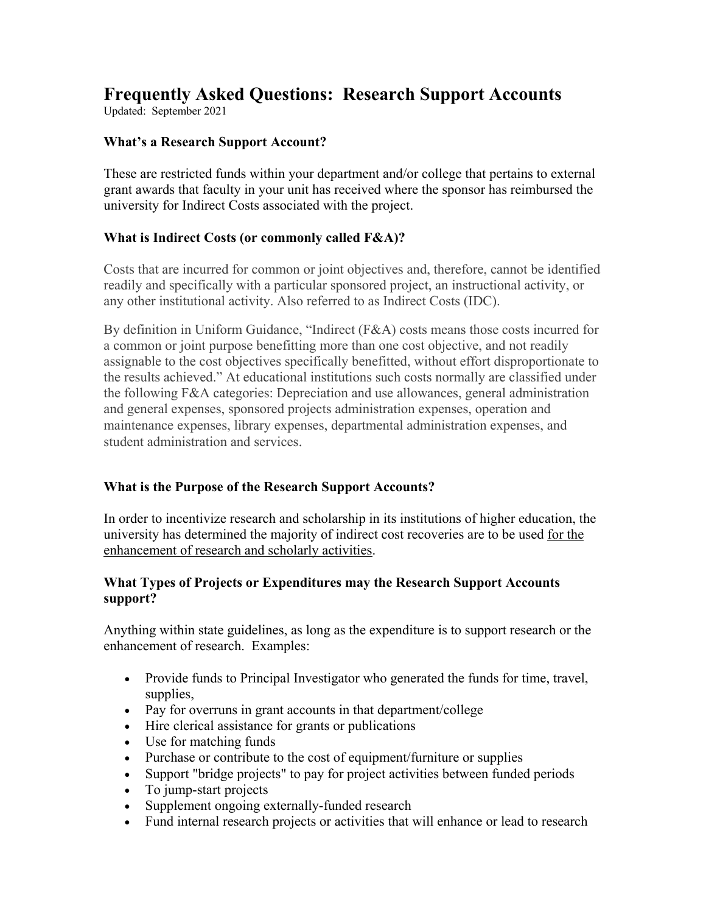# Frequently Asked Questions: Research Support Accounts

Updated: September 2021

### What's a Research Support Account?

These are restricted funds within your department and/or college that pertains to external grant awards that faculty in your unit has received where the sponsor has reimbursed the university for Indirect Costs associated with the project.

### What is Indirect Costs (or commonly called F&A)?

Costs that are incurred for common or joint objectives and, therefore, cannot be identified readily and specifically with a particular sponsored project, an instructional activity, or any other institutional activity. Also referred to as Indirect Costs (IDC).

By definition in Uniform Guidance, "Indirect (F&A) costs means those costs incurred for a common or joint purpose benefitting more than one cost objective, and not readily assignable to the cost objectives specifically benefitted, without effort disproportionate to the results achieved." At educational institutions such costs normally are classified under the following F&A categories: Depreciation and use allowances, general administration and general expenses, sponsored projects administration expenses, operation and maintenance expenses, library expenses, departmental administration expenses, and student administration and services.

### What is the Purpose of the Research Support Accounts?

In order to incentivize research and scholarship in its institutions of higher education, the university has determined the majority of indirect cost recoveries are to be used for the enhancement of research and scholarly activities.

### What Types of Projects or Expenditures may the Research Support Accounts support?

Anything within state guidelines, as long as the expenditure is to support research or the enhancement of research. Examples:

- Provide funds to Principal Investigator who generated the funds for time, travel, supplies,
- Pay for overruns in grant accounts in that department/college
- Hire clerical assistance for grants or publications
- Use for matching funds
- Purchase or contribute to the cost of equipment/furniture or supplies
- Support "bridge projects" to pay for project activities between funded periods
- To jump-start projects
- Supplement ongoing externally-funded research
- Fund internal research projects or activities that will enhance or lead to research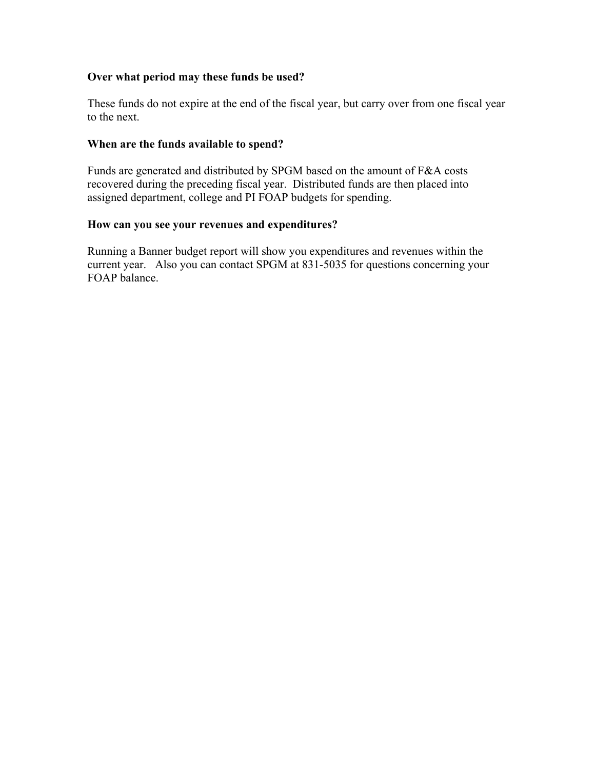**Over what period may these funds be used?**

These funds do not expire at the end of the fiscal year, but carry over from one fiscal year to the next.

**When are the funds available to spend?**

Funds are generated and distributed by SPGM based on the amount of F&A costs recovered during the preceding fiscal year. Distributed funds are then placed into assigned department, college and PI FOAP budgets for spending.

**How can you see your revenues and expenditures?**

Running a Banner budget report will show you expenditures and revenues within the current year. Also you can contact SPGM at 831-5035 for questions concerning your FOAP balance.